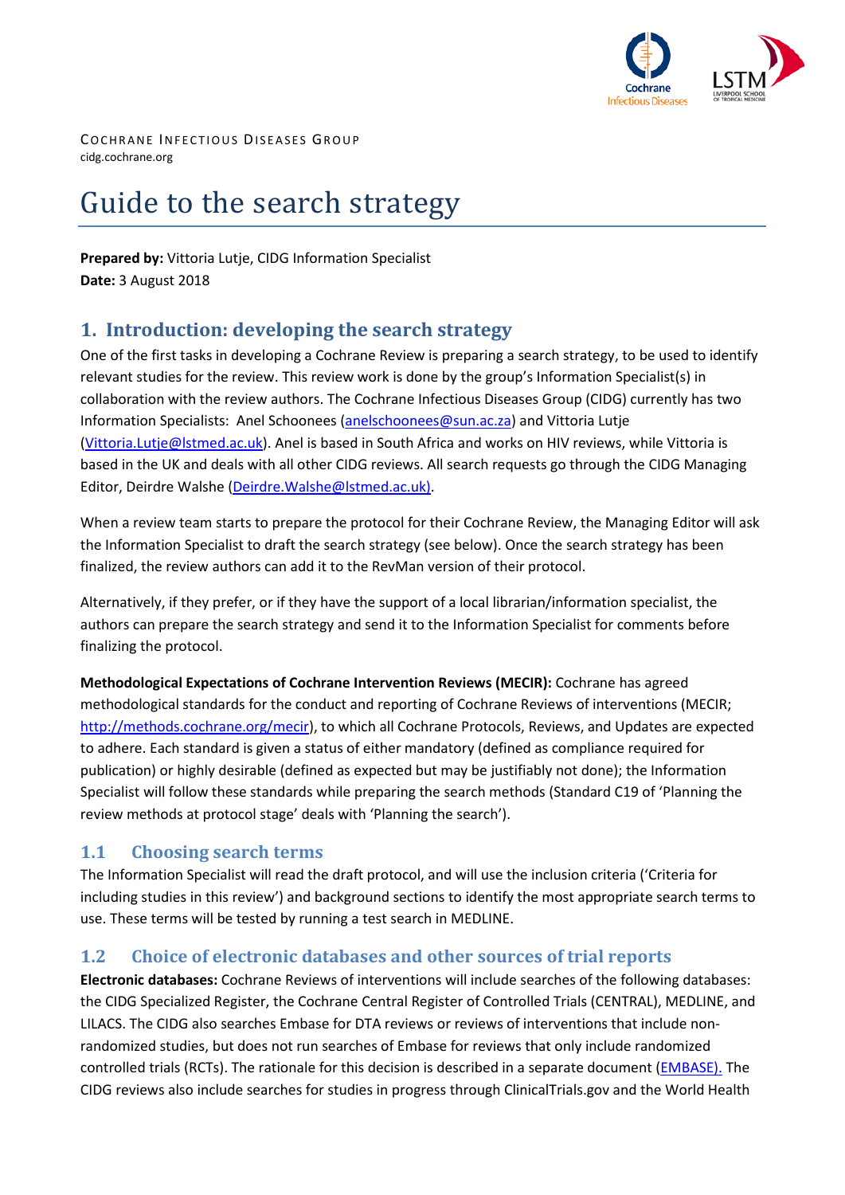COCHRANE INFECTIOUS DISEASES GROUP
cidg.cochrane.org

# Guide to the search strategy

**Prepared by:** Vittoria Lutje, CIDG Information Specialist
**Date:** 3 August 2018

## 1. Introduction: developing the search strategy

One of the first tasks in developing a Cochrane Review is preparing a search strategy, to be used to identify relevant studies for the review. This review work is done by the group's Information Specialist(s) in collaboration with the review authors. The Cochrane Infectious Diseases Group (CIDG) currently has two Information Specialists: Anel Schoonees (anelschoonees@sun.ac.za) and Vittoria Lutje (Vittoria.Lutje@lstmed.ac.uk). Anel is based in South Africa and works on HIV reviews, while Vittoria is based in the UK and deals with all other CIDG reviews. All search requests go through the CIDG Managing Editor, Deirdre Walshe (Deirdre.Walshe@lstmed.ac.uk).

When a review team starts to prepare the protocol for their Cochrane Review, the Managing Editor will ask the Information Specialist to draft the search strategy (see below). Once the search strategy has been finalized, the review authors can add it to the RevMan version of their protocol.

Alternatively, if they prefer, or if they have the support of a local librarian/information specialist, the authors can prepare the search strategy and send it to the Information Specialist for comments before finalizing the protocol.

**Methodological Expectations of Cochrane Intervention Reviews (MECIR):** Cochrane has agreed methodological standards for the conduct and reporting of Cochrane Reviews of interventions (MECIR; http://methods.cochrane.org/mecir), to which all Cochrane Protocols, Reviews, and Updates are expected to adhere. Each standard is given a status of either mandatory (defined as compliance required for publication) or highly desirable (defined as expected but may be justifiably not done); the Information Specialist will follow these standards while preparing the search methods (Standard C19 of 'Planning the review methods at protocol stage' deals with 'Planning the search').

### 1.1 Choosing search terms

The Information Specialist will read the draft protocol, and will use the inclusion criteria ('Criteria for including studies in this review') and background sections to identify the most appropriate search terms to use. These terms will be tested by running a test search in MEDLINE.

### 1.2 Choice of electronic databases and other sources of trial reports

**Electronic databases:** Cochrane Reviews of interventions will include searches of the following databases: the CIDG Specialized Register, the Cochrane Central Register of Controlled Trials (CENTRAL), MEDLINE, and LILACS. The CIDG also searches Embase for DTA reviews or reviews of interventions that include non-randomized studies, but does not run searches of Embase for reviews that only include randomized controlled trials (RCTs). The rationale for this decision is described in a separate document (EMBASE). The CIDG reviews also include searches for studies in progress through ClinicalTrials.gov and the World Health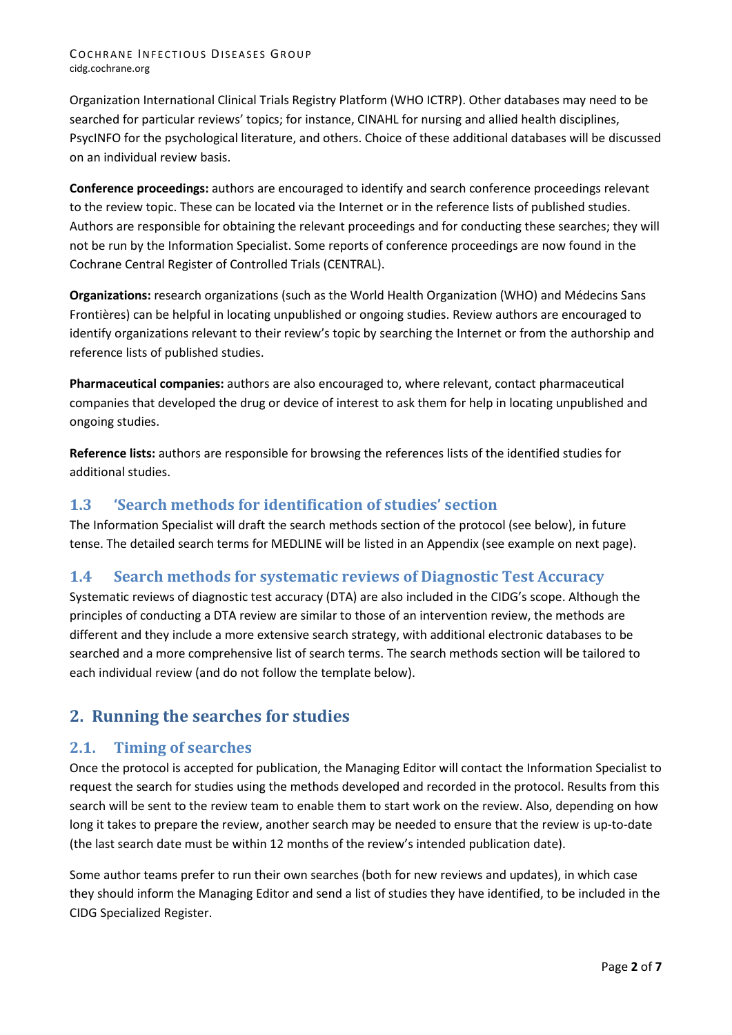Organization International Clinical Trials Registry Platform (WHO ICTRP). Other databases may need to be searched for particular reviews' topics; for instance, CINAHL for nursing and allied health disciplines, PsycINFO for the psychological literature, and others. Choice of these additional databases will be discussed on an individual review basis.

**Conference proceedings:** authors are encouraged to identify and search conference proceedings relevant to the review topic. These can be located via the Internet or in the reference lists of published studies. Authors are responsible for obtaining the relevant proceedings and for conducting these searches; they will not be run by the Information Specialist. Some reports of conference proceedings are now found in the Cochrane Central Register of Controlled Trials (CENTRAL).

**Organizations:** research organizations (such as the World Health Organization (WHO) and Médecins Sans Frontières) can be helpful in locating unpublished or ongoing studies. Review authors are encouraged to identify organizations relevant to their review's topic by searching the Internet or from the authorship and reference lists of published studies.

**Pharmaceutical companies:** authors are also encouraged to, where relevant, contact pharmaceutical companies that developed the drug or device of interest to ask them for help in locating unpublished and ongoing studies.

**Reference lists:** authors are responsible for browsing the references lists of the identified studies for additional studies.

### 1.3 'Search methods for identification of studies' section

The Information Specialist will draft the search methods section of the protocol (see below), in future tense. The detailed search terms for MEDLINE will be listed in an Appendix (see example on next page).

### 1.4 Search methods for systematic reviews of Diagnostic Test Accuracy

Systematic reviews of diagnostic test accuracy (DTA) are also included in the CIDG's scope. Although the principles of conducting a DTA review are similar to those of an intervention review, the methods are different and they include a more extensive search strategy, with additional electronic databases to be searched and a more comprehensive list of search terms. The search methods section will be tailored to each individual review (and do not follow the template below).

## 2. Running the searches for studies

### 2.1. Timing of searches

Once the protocol is accepted for publication, the Managing Editor will contact the Information Specialist to request the search for studies using the methods developed and recorded in the protocol. Results from this search will be sent to the review team to enable them to start work on the review. Also, depending on how long it takes to prepare the review, another search may be needed to ensure that the review is up-to-date (the last search date must be within 12 months of the review's intended publication date).

Some author teams prefer to run their own searches (both for new reviews and updates), in which case they should inform the Managing Editor and send a list of studies they have identified, to be included in the CIDG Specialized Register.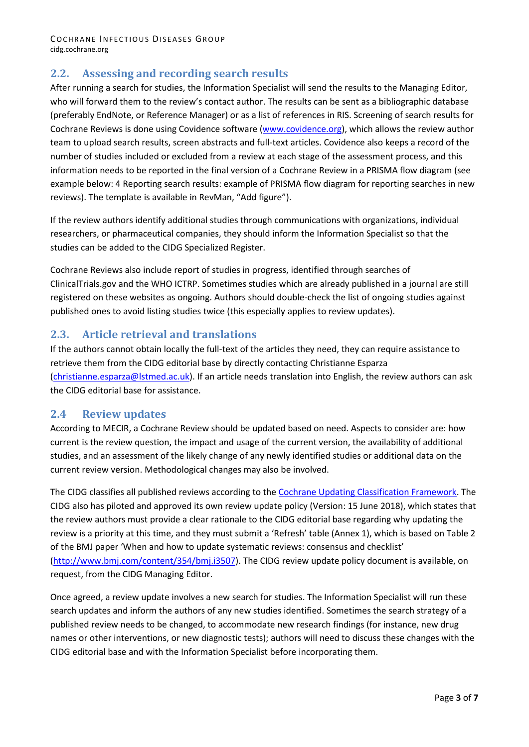## 2.2. Assessing and recording search results

After running a search for studies, the Information Specialist will send the results to the Managing Editor, who will forward them to the review's contact author. The results can be sent as a bibliographic database (preferably EndNote, or Reference Manager) or as a list of references in RIS. Screening of search results for Cochrane Reviews is done using Covidence software ([www.covidence.org](www.covidence.org)), which allows the review author team to upload search results, screen abstracts and full-text articles. Covidence also keeps a record of the number of studies included or excluded from a review at each stage of the assessment process, and this information needs to be reported in the final version of a Cochrane Review in a PRISMA flow diagram (see example below: 4 Reporting search results: example of PRISMA flow diagram for reporting searches in new reviews). The template is available in RevMan, "Add figure").

If the review authors identify additional studies through communications with organizations, individual researchers, or pharmaceutical companies, they should inform the Information Specialist so that the studies can be added to the CIDG Specialized Register.

Cochrane Reviews also include report of studies in progress, identified through searches of ClinicalTrials.gov and the WHO ICTRP. Sometimes studies which are already published in a journal are still registered on these websites as ongoing. Authors should double-check the list of ongoing studies against published ones to avoid listing studies twice (this especially applies to review updates).

## 2.3. Article retrieval and translations

If the authors cannot obtain locally the full-text of the articles they need, they can require assistance to retrieve them from the CIDG editorial base by directly contacting Christianne Esparza ([christianne.esparza@lstmed.ac.uk](mailto:christianne.esparza@lstmed.ac.uk)). If an article needs translation into English, the review authors can ask the CIDG editorial base for assistance.

## 2.4 Review updates

According to MECIR, a Cochrane Review should be updated based on need. Aspects to consider are: how current is the review question, the impact and usage of the current version, the availability of additional studies, and an assessment of the likely change of any newly identified studies or additional data on the current review version. Methodological changes may also be involved.

The CIDG classifies all published reviews according to the Cochrane Updating Classification Framework. The CIDG also has piloted and approved its own review update policy (Version: 15 June 2018), which states that the review authors must provide a clear rationale to the CIDG editorial base regarding why updating the review is a priority at this time, and they must submit a 'Refresh' table (Annex 1), which is based on Table 2 of the BMJ paper 'When and how to update systematic reviews: consensus and checklist' ([http://www.bmj.com/content/354/bmj.i3507](http://www.bmj.com/content/354/bmj.i3507)). The CIDG review update policy document is available, on request, from the CIDG Managing Editor.

Once agreed, a review update involves a new search for studies. The Information Specialist will run these search updates and inform the authors of any new studies identified. Sometimes the search strategy of a published review needs to be changed, to accommodate new research findings (for instance, new drug names or other interventions, or new diagnostic tests); authors will need to discuss these changes with the CIDG editorial base and with the Information Specialist before incorporating them.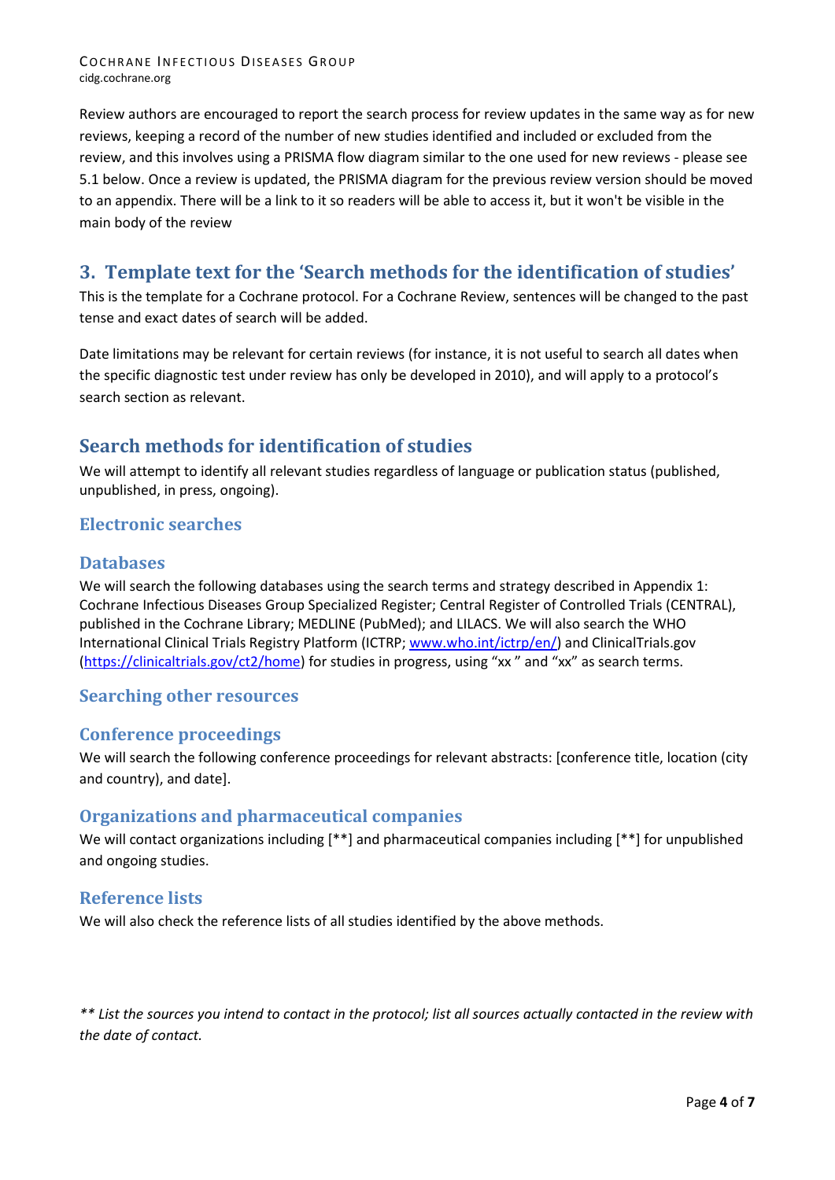Review authors are encouraged to report the search process for review updates in the same way as for new reviews, keeping a record of the number of new studies identified and included or excluded from the review, and this involves using a PRISMA flow diagram similar to the one used for new reviews - please see 5.1 below. Once a review is updated, the PRISMA diagram for the previous review version should be moved to an appendix. There will be a link to it so readers will be able to access it, but it won't be visible in the main body of the review

## 3. Template text for the 'Search methods for the identification of studies'

This is the template for a Cochrane protocol. For a Cochrane Review, sentences will be changed to the past tense and exact dates of search will be added.

Date limitations may be relevant for certain reviews (for instance, it is not useful to search all dates when the specific diagnostic test under review has only be developed in 2010), and will apply to a protocol's search section as relevant.

## Search methods for identification of studies

We will attempt to identify all relevant studies regardless of language or publication status (published, unpublished, in press, ongoing).

### Electronic searches

#### Databases

We will search the following databases using the search terms and strategy described in Appendix 1: Cochrane Infectious Diseases Group Specialized Register; Central Register of Controlled Trials (CENTRAL), published in the Cochrane Library; MEDLINE (PubMed); and LILACS. We will also search the WHO International Clinical Trials Registry Platform (ICTRP; [www.who.int/ictrp/en/](www.who.int/ictrp/en/)) and ClinicalTrials.gov ([https://clinicaltrials.gov/ct2/home](https://clinicaltrials.gov/ct2/home)) for studies in progress, using "xx " and "xx" as search terms.

### Searching other resources

#### Conference proceedings

We will search the following conference proceedings for relevant abstracts: [conference title, location (city and country), and date].

#### Organizations and pharmaceutical companies

We will contact organizations including [**] and pharmaceutical companies including [**] for unpublished and ongoing studies.

#### Reference lists

We will also check the reference lists of all studies identified by the above methods.

*** List the sources you intend to contact in the protocol; list all sources actually contacted in the review with the date of contact.*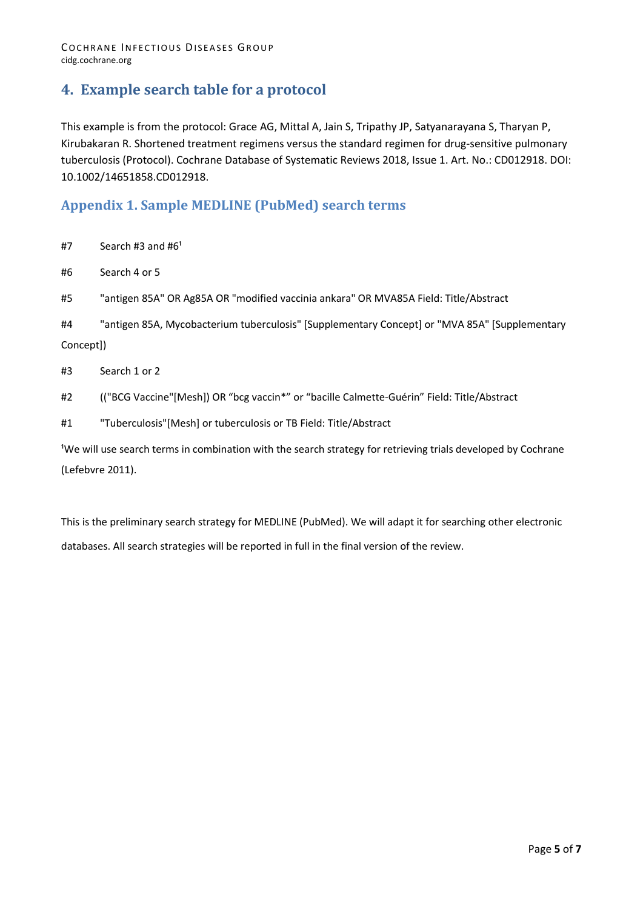## 4. Example search table for a protocol

This example is from the protocol: Grace AG, Mittal A, Jain S, Tripathy JP, Satyanarayana S, Tharyan P, Kirubakaran R. Shortened treatment regimens versus the standard regimen for drug-sensitive pulmonary tuberculosis (Protocol). Cochrane Database of Systematic Reviews 2018, Issue 1. Art. No.: CD012918. DOI: 10.1002/14651858.CD012918.

### Appendix 1. Sample MEDLINE (PubMed) search terms

#7 Search #3 and #6[1]

#6 Search 4 or 5

#5 "antigen 85A" OR Ag85A OR "modified vaccinia ankara" OR MVA85A Field: Title/Abstract

#4 "antigen 85A, Mycobacterium tuberculosis" [Supplementary Concept] or "MVA 85A" [Supplementary Concept])

#3 Search 1 or 2

#2 (("BCG Vaccine"[Mesh]) OR “bcg vaccin*” or “bacille Calmette-Guérin” Field: Title/Abstract

#1 "Tuberculosis"[Mesh] or tuberculosis or TB Field: Title/Abstract

[1]We will use search terms in combination with the search strategy for retrieving trials developed by Cochrane (Lefebvre 2011).

This is the preliminary search strategy for MEDLINE (PubMed). We will adapt it for searching other electronic databases. All search strategies will be reported in full in the final version of the review.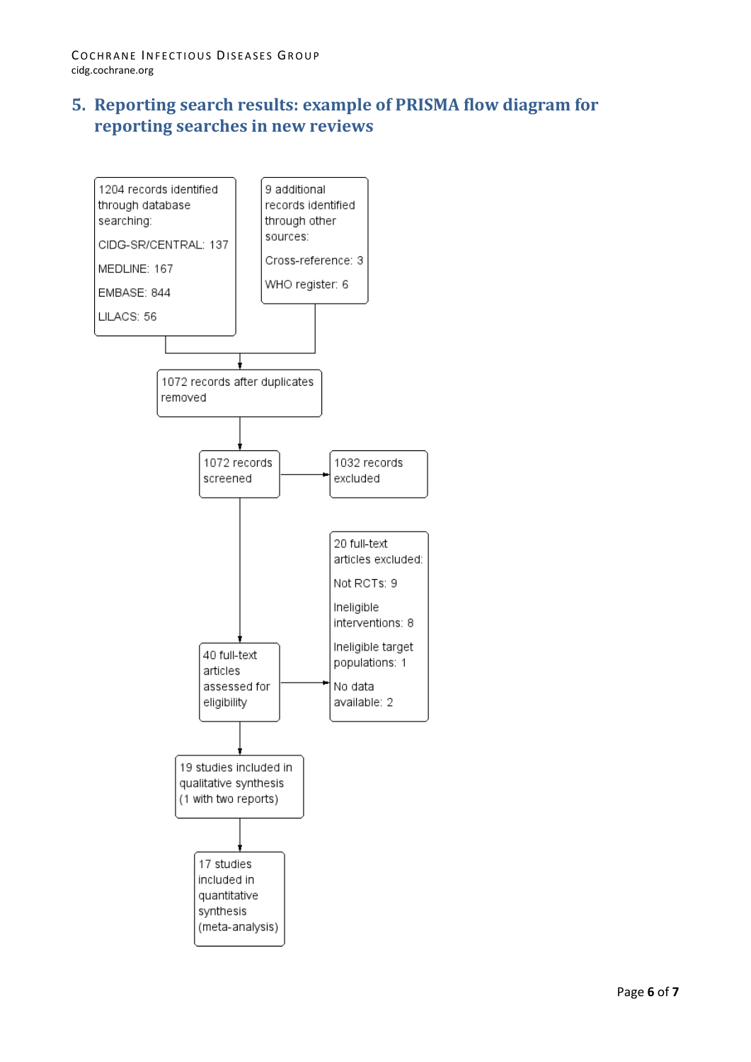## 5. Reporting search results: example of PRISMA flow diagram for reporting searches in new reviews

1204 records identified through database searching:

CIDG-SR/CENTRAL: 137

MEDLINE: 167

EMBASE: 844

LILACS: 56

9 additional records identified through other sources:

Cross-reference: 3

WHO register: 6

1072 records after duplicates removed

1072 records screened

1032 records excluded

40 full-text articles assessed for eligibility

20 full-text articles excluded:

Not RCTs: 9

Ineligible interventions: 8

Ineligible target populations: 1

No data available: 2

19 studies included in qualitative synthesis (1 with two reports)

17 studies included in quantitative synthesis (meta-analysis)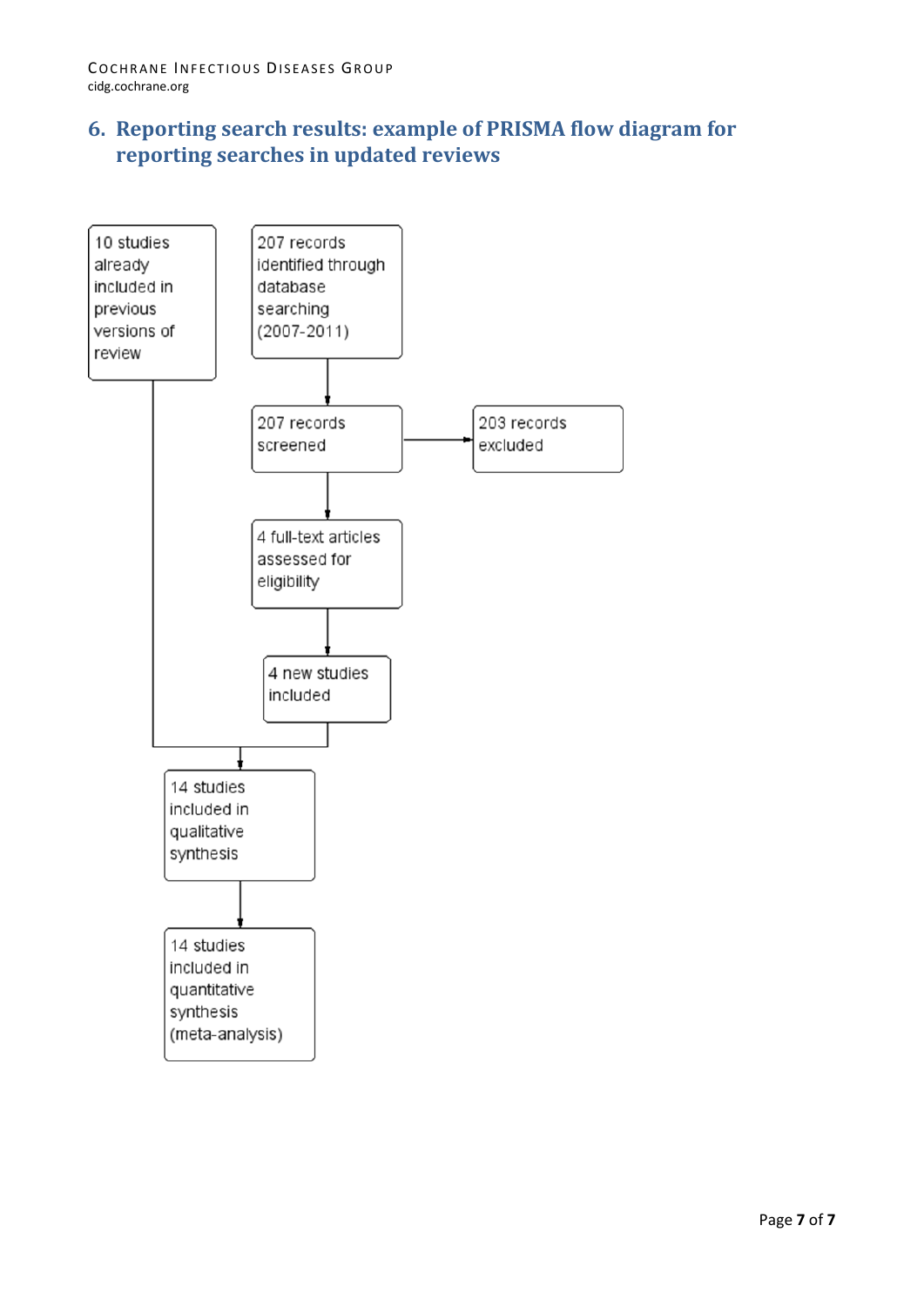## 6. Reporting search results: example of PRISMA flow diagram for reporting searches in updated reviews

10 studies already included in previous versions of review

207 records identified through database searching (2007-2011)

207 records screened

203 records excluded

4 full-text articles assessed for eligibility

4 new studies included

14 studies included in qualitative synthesis

14 studies included in quantitative synthesis (meta-analysis)